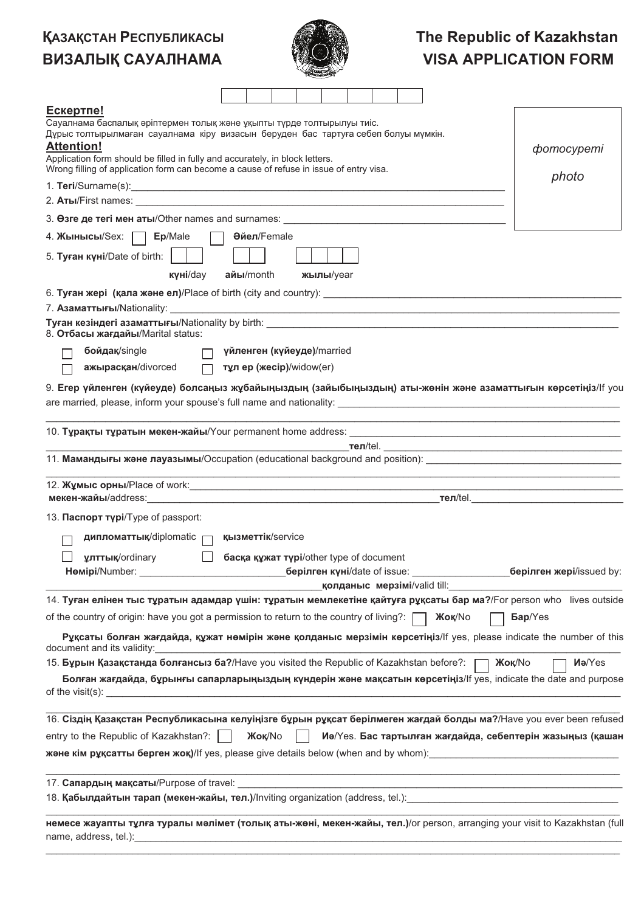# ҚАЗАҚСТАН РЕСПУБЛИКАСЫ
# ВИЗАЛЫҚ САУАЛНАМА

# The Republic of Kazakhstan
# VISA APPLICATION FORM

**Ескертпе!**
Сауалнама баспалық әріптермен толық және ұқыпты түрде толтырылуы тиіс.
Дұрыс толтырылмаған сауалнама кіру визасын беруден бас тартуға себеп болуы мүмкін.

**Attention!**
Application form should be filled in fully and accurately, in block letters.
Wrong filling of application form can become a cause of refuse in issue of entry visa.

*фотосуреті*

*photo*

1. **Тегі**/Surname(s): ______________________________

2. **Аты**/First names: ______________________________

3. **Өзге де тегі мен аты**/Other names and surnames: ______________________________

4. **Жынысы**/Sex: ☐ **Ер**/Male ☐ **Әйел**/Female

5. **Туған күні**/Date of birth: ☐☐ **күні**/day ☐☐ **айы**/month ☐☐☐☐ **жылы**/year

6. **Туған жері (қала және ел)**/Place of birth (city and country): ______________________________

7. **Азаматтығы**/Nationality: ______________________________

**Туған кезіндегі азаматтығы**/Nationality by birth: ______________________________

8. **Отбасы жағдайы**/Marital status:

☐ **бойдақ**/single ☐ **үйленген (күйеуде)**/married

☐ **ажырасқан**/divorced ☐ **тұл ер (жесір)**/widow(er)

9. **Егер үйленген (күйеуде) болсаңыз жұбайыңыздың (зайыбыңыздың) аты-жөнін және азаматтығын көрсетіңіз**/If you are married, please, inform your spouse's full name and nationality: ______________________________

10. **Тұрақты тұратын мекен-жайы**/Your permanent home address: ______________________________ **тел**/tel. ______________________________

11. **Мамандығы және лауазымы**/Occupation (educational background and position): ______________________________

12. **Жұмыс орны**/Place of work: ______________________________

**мекен-жайы**/address: ______________________________ **тел**/tel. ______________________________

13. **Паспорт түрі**/Type of passport:

☐ **дипломаттық**/diplomatic ☐ **қызметтік**/service

☐ **ұлттық**/ordinary ☐ **басқа құжат түрі**/other type of document

**Нөмірі**/Number: ______________ **берілген күні**/date of issue: ______________ **берілген жері**/issued by: ______________ **қолданыс мерзімі**/valid till: ______________

14. **Туған елінен тыс тұратын адамдар үшін: тұратын мемлекетіне қайтуға рұқсаты бар ма?**/For person who lives outside of the country of origin: have you got a permission to return to the country of living?: ☐ **Жоқ**/No ☐ **Бар**/Yes

**Рұқсаты болған жағдайда, құжат нөмірін және қолданыс мерзімін көрсетіңіз**/If yes, please indicate the number of this document and its validity: ______________________________

15. **Бұрын Қазақстанда болғансыз ба?**/Have you visited the Republic of Kazakhstan before?: ☐ **Жоқ**/No ☐ **Иә**/Yes

**Болған жағдайда, бұрынғы сапарларыңыздың күндерін және мақсатын көрсетіңіз**/If yes, indicate the date and purpose of the visit(s): ______________________________

16. **Сіздің Қазақстан Республикасына келуіңізге бұрын рұқсат берілмеген жағдай болды ма?**/Have you ever been refused entry to the Republic of Kazakhstan?: ☐ **Жоқ**/No ☐ **Иә**/Yes. **Бас тартылған жағдайда, себептерін жазыңыз (қашан және кім рұқсатты берген жоқ)**/If yes, please give details below (when and by whom): ______________________________

17. **Сапардың мақсаты**/Purpose of travel: ______________________________

18. **Қабылдайтын тарап (мекен-жайы, тел.)**/Inviting organization (address, tel.): ______________________________

**немесе жауапты тұлға туралы мәлімет (толық аты-жөні, мекен-жайы, тел.)**/or person, arranging your visit to Kazakhstan (full name, address, tel.): ______________________________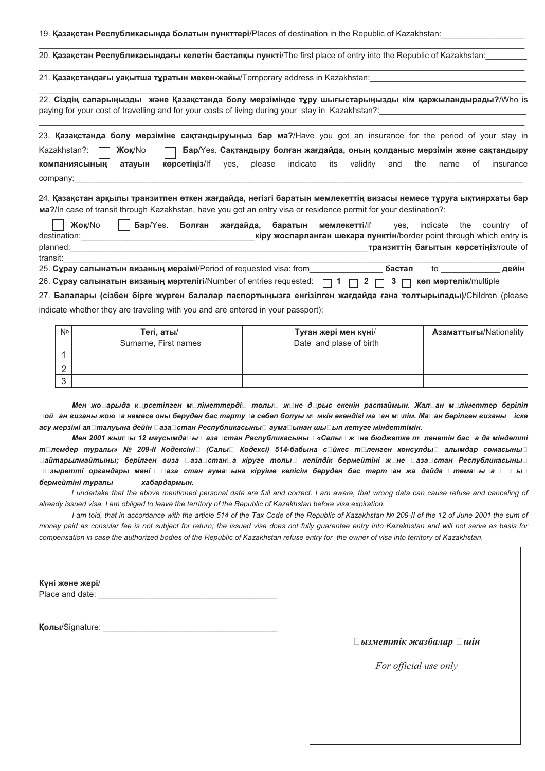19. **Қазақстан Республикасында болатын пункттері**/Places of destination in the Republic of Kazakhstan:_________________

_____________________________________________________________________________________________

20. **Қазақстан Республикасындағы келетін бастапқы пункті**/The first place of entry into the Republic of Kazakhstan:_________

_____________________________________________________________________________________________

21. **Қазақстандағы уақытша тұратын мекен-жайы**/Temporary address in Kazakhstan:__________________________________

_____________________________________________________________________________________________

22. **Сіздің сапарыңызды және Қазақстанда болу мерзімінде тұру шығыстарыңызды кім қаржыландырады?**/Who is paying for your cost of travelling and for your costs of living during your stay in Kazakhstan?:_______________________________

_____________________________________________________________________________________________

23. **Қазақстанда болу мерзіміне сақтандыруыңыз бар ма?**/Have you got an insurance for the period of your stay in Kazakhstan?: ☐ **Жоқ**/No ☐ **Бар**/Yes. **Сақтандыру болған жағдайда, оның қолданыс мерзімін және сақтандыру компаниясының атауын көрсетіңіз**/If yes, please indicate its validity and the name of insurance company:_________________________________________________________________________________________

24. **Қазақстан арқылы транзитпен өткен жағдайда, негізгі баратын мемлекеттің визасы немесе тұруға ықтиярхаты бар ма?**/In case of transit through Kazakhstan, have you got an entry visa or residence permit for your destination?:

☐ **Жоқ**/No ☐ **Бар**/Yes. **Болған жағдайда, баратын мемлекетті**/if yes, indicate the country of destination:____________________________________**кіру жоспарланған шекара пунктін**/border point through which entry is planned:_____________________________________________________________**транзиттің бағытын көрсетіңіз**/route of transit:_____________________________________________________________________________________________

25. **Сұрау салынатын визаның мерзімі**/Period of requested visa: from_______________ **бастап** to ____________ **дейін**

26. **Сұрау салынатын визаның мәртелігі**/Number of entries requested: ☐ **1** ☐ **2** ☐ **3** ☐ **көп мәртелік**/multiple

27. **Балалары (сізбен бірге жүрген балалар паспортыңызға енгізілген жағдайда ғана толтырылады)**/Children (please indicate whether they are traveling with you and are entered in your passport):

| № | **Тегі, аты**/ Surname, First names | **Туған жері мен күні**/ Date and plase of birth | **Азаматтығы**/Nationality |
|---|---|---|---|
| 1 | | | |
| 2 | | | |
| 3 | | | |

***Мен жоғарыда көрсетілген мәліметтерді толық және дұрыс екенін растаймын. Жалған мәліметтер беріліп қойған визаны жоюға немесе оны беруден бас тартуға себеп болуы мүмкін екендігі маған мәлім. Маған берілген визаның іске асу мерзімі аяқталуына дейін Қазақстан Республикасының аумағынан шығып кетуге міндеттімін.***

***Мен 2001 жылғы 12 маусымдағы Қазақстан Республикасының «Салық және бюджетке төленетін басқа да міндетті төлемдер туралы» № 209-II Кодексінің (Салық Кодексі) 514-бабына сәйкес төленген консулдық алымдар сомасының қайтарылмайтыны; берілген виза Қазақстанға кіруге толық кепілдік бермейтіні және Қазақстан Республикасының құзыретті органдары менің Қазақстан аумағына кіруіме келісім беруден бас тартқан жағдайда өтемақыға құқық бермейтіні туралы хабардармын.***

*I undertake that the above mentioned personal data are full and correct. I am aware, that wrong data can cause refuse and canceling of already issued visa. I am obliged to leave the territory of the Republic of Kazakhstan before visa expiration.*

*I am told, that in accordance with the article 514 of the Tax Code of the Republic of Kazakhstan № 209-II of the 12 of June 2001 the sum of money paid as consular fee is not subject for return; the issued visa does not fully guarantee entry into Kazakhstan and will not serve as basis for compensation in case the authorized bodies of the Republic of Kazakhstan refuse entry for the owner of visa into territory of Kazakhstan.*

**Күні және жері**/
Place and date: ______________________________________

**Қолы**/Signature: ____________________________________

*Қызметтік жазбалар үшін*

*For official use only*